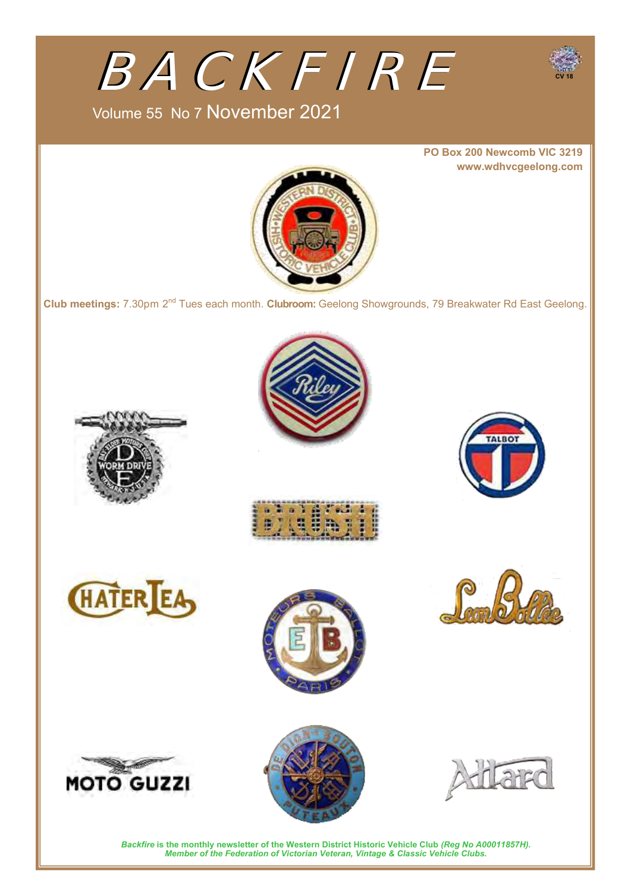# BACKFIRE

Volume 55 No 7 November 2021

**PO Box 200 Newcomb VIC 3219**
**www.wdhvcgeelong.com**

**Club meetings:** 7.30pm 2nd Tues each month. **Clubroom:** Geelong Showgrounds, 79 Breakwater Rd East Geelong.

***Backfire*** **is the monthly newsletter of the Western District Historic Vehicle Club** ***(Reg No A00011857H).***
***Member of the Federation of Victorian Veteran, Vintage & Classic Vehicle Clubs.***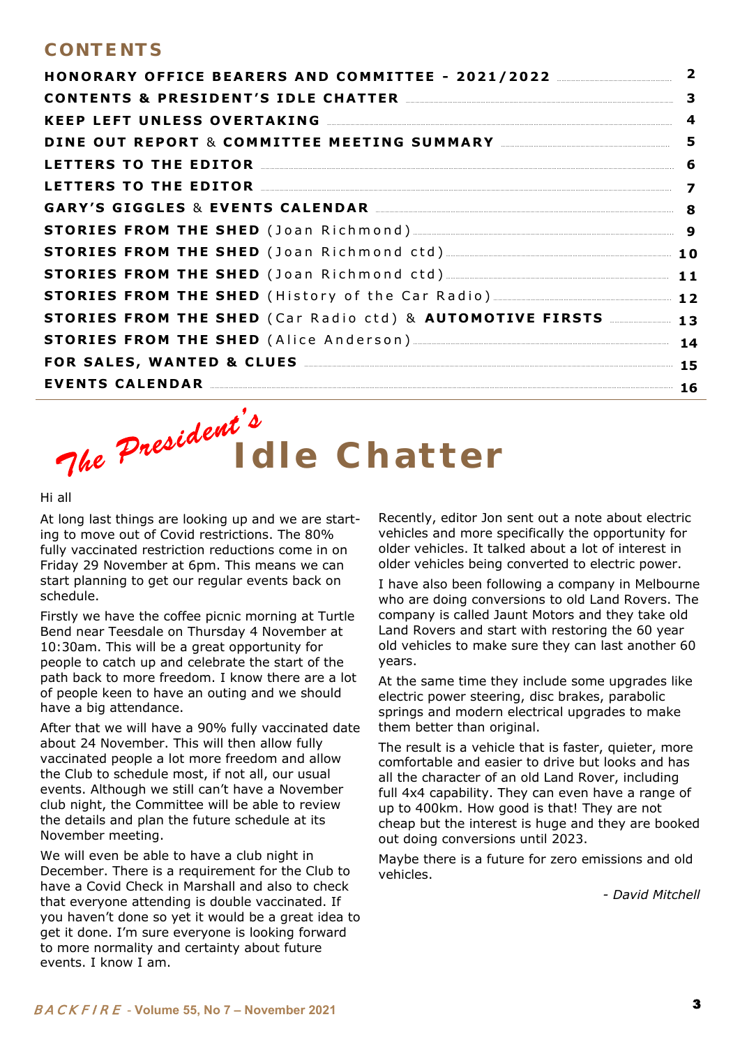## CONTENTS

| | |
|---|---|
| **HONORARY OFFICE BEARERS AND COMMITTEE - 2021/2022** | 2 |
| **CONTENTS & PRESIDENT'S IDLE CHATTER** | 3 |
| **KEEP LEFT UNLESS OVERTAKING** | 4 |
| **DINE OUT REPORT & COMMITTEE MEETING SUMMARY** | 5 |
| **LETTERS TO THE EDITOR** | 6 |
| **LETTERS TO THE EDITOR** | 7 |
| **GARY'S GIGGLES & EVENTS CALENDAR** | 8 |
| **STORIES FROM THE SHED** (Joan Richmond) | 9 |
| **STORIES FROM THE SHED** (Joan Richmond ctd) | 10 |
| **STORIES FROM THE SHED** (Joan Richmond ctd) | 11 |
| **STORIES FROM THE SHED** (History of the Car Radio) | 12 |
| **STORIES FROM THE SHED** (Car Radio ctd) & **AUTOMOTIVE FIRSTS** | 13 |
| **STORIES FROM THE SHED** (Alice Anderson) | 14 |
| **FOR SALES, WANTED & CLUES** | 15 |
| **EVENTS CALENDAR** | 16 |

# *The President's* Idle Chatter

Hi all

At long last things are looking up and we are starting to move out of Covid restrictions. The 80% fully vaccinated restriction reductions come in on Friday 29 November at 6pm. This means we can start planning to get our regular events back on schedule.

Firstly we have the coffee picnic morning at Turtle Bend near Teesdale on Thursday 4 November at 10:30am. This will be a great opportunity for people to catch up and celebrate the start of the path back to more freedom. I know there are a lot of people keen to have an outing and we should have a big attendance.

After that we will have a 90% fully vaccinated date about 24 November. This will then allow fully vaccinated people a lot more freedom and allow the Club to schedule most, if not all, our usual events. Although we still can't have a November club night, the Committee will be able to review the details and plan the future schedule at its November meeting.

We will even be able to have a club night in December. There is a requirement for the Club to have a Covid Check in Marshall and also to check that everyone attending is double vaccinated. If you haven't done so yet it would be a great idea to get it done. I'm sure everyone is looking forward to more normality and certainty about future events. I know I am.

Recently, editor Jon sent out a note about electric vehicles and more specifically the opportunity for older vehicles. It talked about a lot of interest in older vehicles being converted to electric power.

I have also been following a company in Melbourne who are doing conversions to old Land Rovers. The company is called Jaunt Motors and they take old Land Rovers and start with restoring the 60 year old vehicles to make sure they can last another 60 years.

At the same time they include some upgrades like electric power steering, disc brakes, parabolic springs and modern electrical upgrades to make them better than original.

The result is a vehicle that is faster, quieter, more comfortable and easier to drive but looks and has all the character of an old Land Rover, including full 4x4 capability. They can even have a range of up to 400km. How good is that! They are not cheap but the interest is huge and they are booked out doing conversions until 2023.

Maybe there is a future for zero emissions and old vehicles.

*- David Mitchell*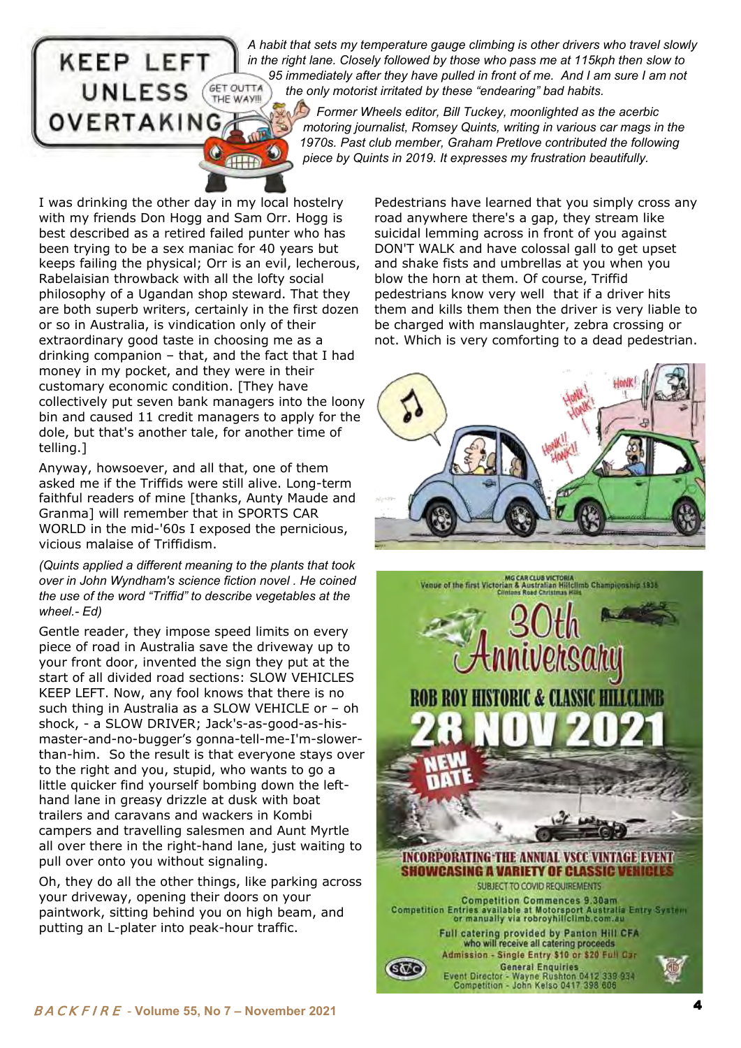*A habit that sets my temperature gauge climbing is other drivers who travel slowly in the right lane. Closely followed by those who pass me at 115kph then slow to 95 immediately after they have pulled in front of me. And I am sure I am not the only motorist irritated by these "endearing" bad habits.*

*Former Wheels editor, Bill Tuckey, moonlighted as the acerbic motoring journalist, Romsey Quints, writing in various car mags in the 1970s. Past club member, Graham Pretlove contributed the following piece by Quints in 2019. It expresses my frustration beautifully.*

I was drinking the other day in my local hostelry with my friends Don Hogg and Sam Orr. Hogg is best described as a retired failed punter who has been trying to be a sex maniac for 40 years but keeps failing the physical; Orr is an evil, lecherous, Rabelaisian throwback with all the lofty social philosophy of a Ugandan shop steward. That they are both superb writers, certainly in the first dozen or so in Australia, is vindication only of their extraordinary good taste in choosing me as a drinking companion – that, and the fact that I had money in my pocket, and they were in their customary economic condition. [They have collectively put seven bank managers into the loony bin and caused 11 credit managers to apply for the dole, but that's another tale, for another time of telling.]

Anyway, howsoever, and all that, one of them asked me if the Triffids were still alive. Long-term faithful readers of mine [thanks, Aunty Maude and Granma] will remember that in SPORTS CAR WORLD in the mid-'60s I exposed the pernicious, vicious malaise of Triffidism.

*(Quints applied a different meaning to the plants that took over in John Wyndham's science fiction novel . He coined the use of the word "Triffid" to describe vegetables at the wheel.- Ed)*

Gentle reader, they impose speed limits on every piece of road in Australia save the driveway up to your front door, invented the sign they put at the start of all divided road sections: SLOW VEHICLES KEEP LEFT. Now, any fool knows that there is no such thing in Australia as a SLOW VEHICLE or – oh shock, - a SLOW DRIVER; Jack's-as-good-as-his-master-and-no-bugger's gonna-tell-me-I'm-slower-than-him. So the result is that everyone stays over to the right and you, stupid, who wants to go a little quicker find yourself bombing down the left-hand lane in greasy drizzle at dusk with boat trailers and caravans and wackers in Kombi campers and travelling salesmen and Aunt Myrtle all over there in the right-hand lane, just waiting to pull over onto you without signaling.

Oh, they do all the other things, like parking across your driveway, opening their doors on your paintwork, sitting behind you on high beam, and putting an L-plater into peak-hour traffic.

Pedestrians have learned that you simply cross any road anywhere there's a gap, they stream like suicidal lemming across in front of you against DON'T WALK and have colossal gall to get upset and shake fists and umbrellas at you when you blow the horn at them. Of course, Triffid pedestrians know very well that if a driver hits them and kills them then the driver is very liable to be charged with manslaughter, zebra crossing or not. Which is very comforting to a dead pedestrian.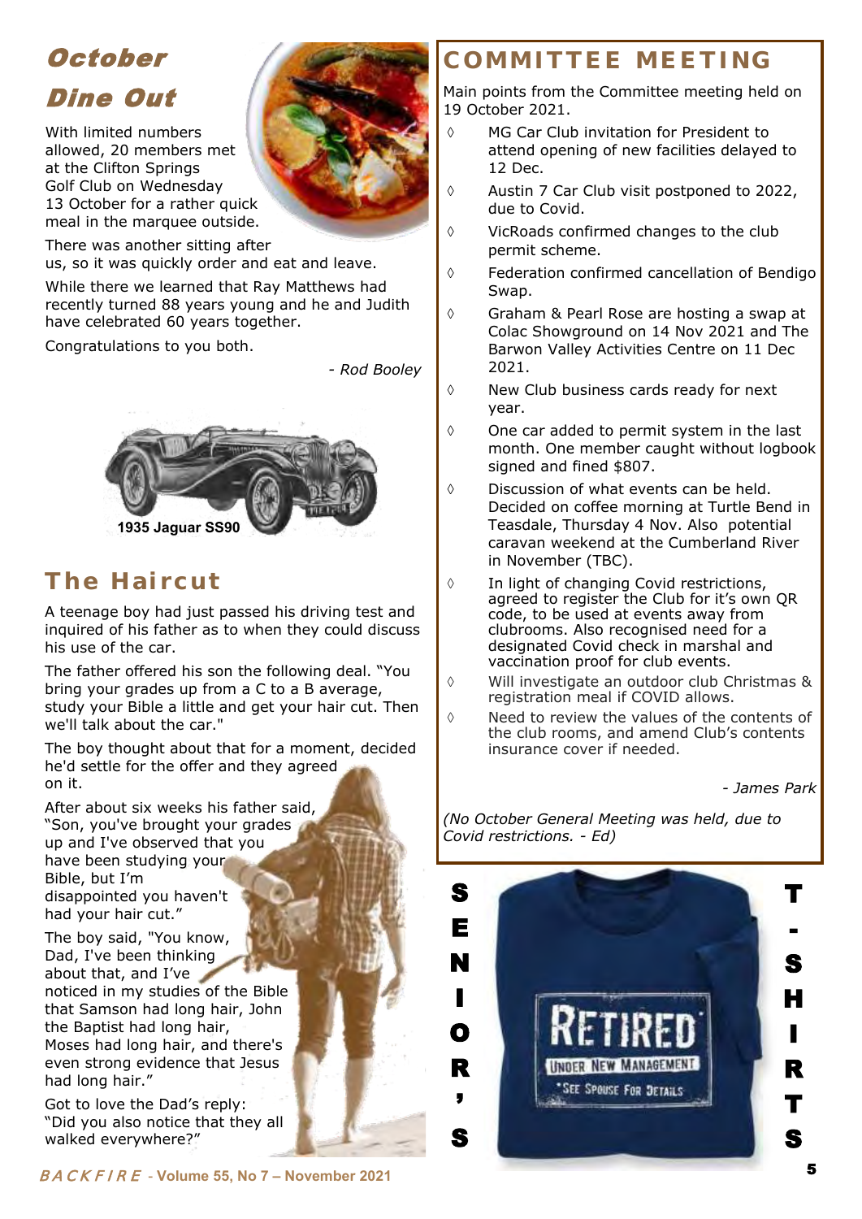## October Dine Out

With limited numbers allowed, 20 members met at the Clifton Springs Golf Club on Wednesday 13 October for a rather quick meal in the marquee outside.

There was another sitting after us, so it was quickly order and eat and leave.

While there we learned that Ray Matthews had recently turned 88 years young and he and Judith have celebrated 60 years together.

Congratulations to you both.

*- Rod Booley*

1935 Jaguar SS90

## The Haircut

A teenage boy had just passed his driving test and inquired of his father as to when they could discuss his use of the car.

The father offered his son the following deal. "You bring your grades up from a C to a B average, study your Bible a little and get your hair cut. Then we'll talk about the car."

The boy thought about that for a moment, decided he'd settle for the offer and they agreed on it.

After about six weeks his father said, "Son, you've brought your grades up and I've observed that you have been studying your Bible, but I'm disappointed you haven't had your hair cut."

The boy said, "You know, Dad, I've been thinking about that, and I've noticed in my studies of the Bible that Samson had long hair, John the Baptist had long hair, Moses had long hair, and there's even strong evidence that Jesus had long hair."

Got to love the Dad's reply: "Did you also notice that they all walked everywhere?"

## COMMITTEE MEETING

Main points from the Committee meeting held on 19 October 2021.

- MG Car Club invitation for President to attend opening of new facilities delayed to 12 Dec.
- Austin 7 Car Club visit postponed to 2022, due to Covid.
- VicRoads confirmed changes to the club permit scheme.
- Federation confirmed cancellation of Bendigo Swap.
- Graham & Pearl Rose are hosting a swap at Colac Showground on 14 Nov 2021 and The Barwon Valley Activities Centre on 11 Dec 2021.
- New Club business cards ready for next year.
- One car added to permit system in the last month. One member caught without logbook signed and fined $807.
- Discussion of what events can be held. Decided on coffee morning at Turtle Bend in Teasdale, Thursday 4 Nov. Also potential caravan weekend at the Cumberland River in November (TBC).
- In light of changing Covid restrictions, agreed to register the Club for it's own QR code, to be used at events away from clubrooms. Also recognised need for a designated Covid check in marshal and vaccination proof for club events.
- Will investigate an outdoor club Christmas & registration meal if COVID allows.
- Need to review the values of the contents of the club rooms, and amend Club's contents insurance cover if needed.

*- James Park*

*(No October General Meeting was held, due to Covid restrictions. - Ed)*

## SENIOR'S T-SHIRTS

RETIRED
UNDER NEW MANAGEMENT
*SEE SPOUSE FOR DETAILS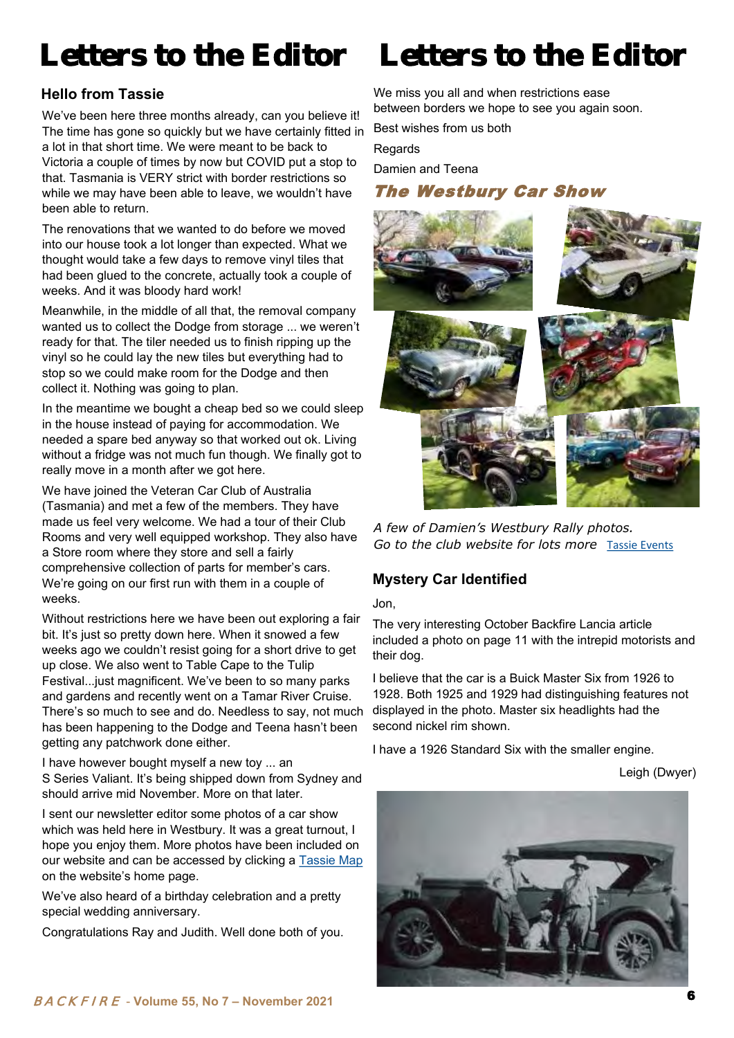# Letters to the Editor

## Hello from Tassie

We've been here three months already, can you believe it! The time has gone so quickly but we have certainly fitted in a lot in that short time. We were meant to be back to Victoria a couple of times by now but COVID put a stop to that. Tasmania is VERY strict with border restrictions so while we may have been able to leave, we wouldn't have been able to return.

The renovations that we wanted to do before we moved into our house took a lot longer than expected. What we thought would take a few days to remove vinyl tiles that had been glued to the concrete, actually took a couple of weeks. And it was bloody hard work!

Meanwhile, in the middle of all that, the removal company wanted us to collect the Dodge from storage ... we weren't ready for that. The tiler needed us to finish ripping up the vinyl so he could lay the new tiles but everything had to stop so we could make room for the Dodge and then collect it. Nothing was going to plan.

In the meantime we bought a cheap bed so we could sleep in the house instead of paying for accommodation. We needed a spare bed anyway so that worked out ok. Living without a fridge was not much fun though. We finally got to really move in a month after we got here.

We have joined the Veteran Car Club of Australia (Tasmania) and met a few of the members. They have made us feel very welcome. We had a tour of their Club Rooms and very well equipped workshop. They also have a Store room where they store and sell a fairly comprehensive collection of parts for member's cars. We're going on our first run with them in a couple of weeks.

Without restrictions here we have been out exploring a fair bit. It's just so pretty down here. When it snowed a few weeks ago we couldn't resist going for a short drive to get up close. We also went to Table Cape to the Tulip Festival...just magnificent. We've been to so many parks and gardens and recently went on a Tamar River Cruise. There's so much to see and do. Needless to say, not much has been happening to the Dodge and Teena hasn't been getting any patchwork done either.

I have however bought myself a new toy ... an S Series Valiant. It's being shipped down from Sydney and should arrive mid November. More on that later.

I sent our newsletter editor some photos of a car show which was held here in Westbury. It was a great turnout, I hope you enjoy them. More photos have been included on our website and can be accessed by clicking a Tassie Map on the website's home page.

We've also heard of a birthday celebration and a pretty special wedding anniversary.

Congratulations Ray and Judith. Well done both of you.

We miss you all and when restrictions ease between borders we hope to see you again soon.

Best wishes from us both

Regards

Damien and Teena

## *The Westbury Car Show*

*A few of Damien's Westbury Rally photos. Go to the club website for lots more* Tassie Events

## Mystery Car Identified

Jon,

The very interesting October Backfire Lancia article included a photo on page 11 with the intrepid motorists and their dog.

I believe that the car is a Buick Master Six from 1926 to 1928. Both 1925 and 1929 had distinguishing features not displayed in the photo. Master six headlights had the second nickel rim shown.

I have a 1926 Standard Six with the smaller engine.

Leigh (Dwyer)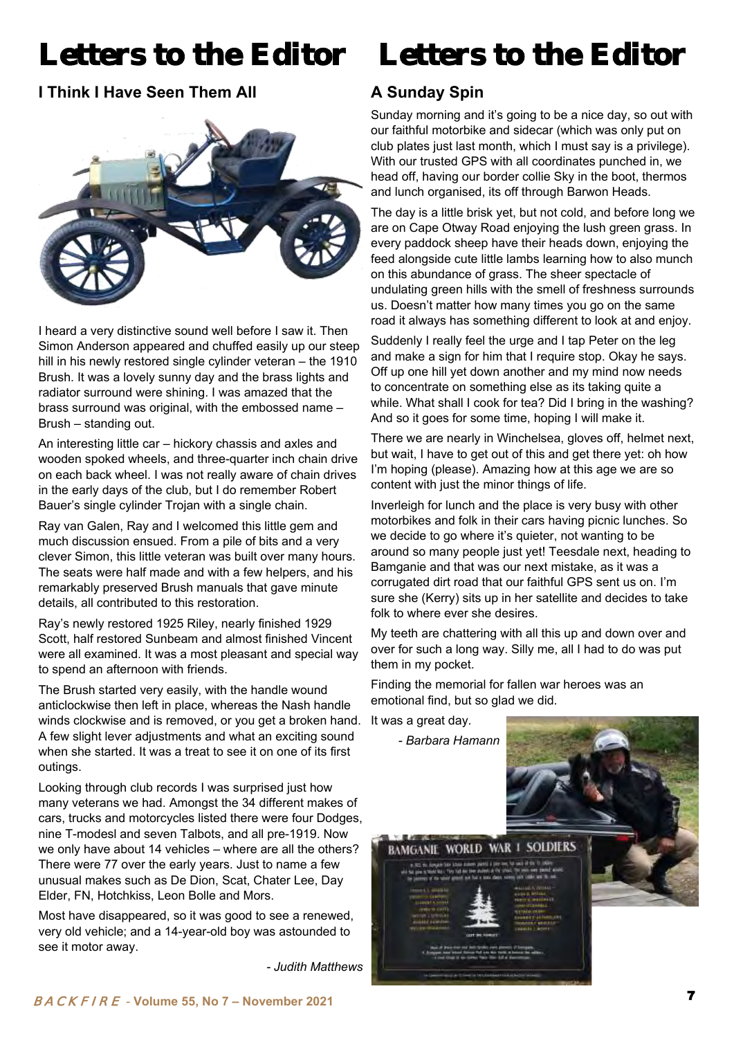# Letters to the Editor

## I Think I Have Seen Them All

I heard a very distinctive sound well before I saw it. Then Simon Anderson appeared and chuffed easily up our steep hill in his newly restored single cylinder veteran – the 1910 Brush. It was a lovely sunny day and the brass lights and radiator surround were shining. I was amazed that the brass surround was original, with the embossed name – Brush – standing out.

An interesting little car – hickory chassis and axles and wooden spoked wheels, and three-quarter inch chain drive on each back wheel. I was not really aware of chain drives in the early days of the club, but I do remember Robert Bauer's single cylinder Trojan with a single chain.

Ray van Galen, Ray and I welcomed this little gem and much discussion ensued. From a pile of bits and a very clever Simon, this little veteran was built over many hours. The seats were half made and with a few helpers, and his remarkably preserved Brush manuals that gave minute details, all contributed to this restoration.

Ray's newly restored 1925 Riley, nearly finished 1929 Scott, half restored Sunbeam and almost finished Vincent were all examined. It was a most pleasant and special way to spend an afternoon with friends.

The Brush started very easily, with the handle wound anticlockwise then left in place, whereas the Nash handle winds clockwise and is removed, or you get a broken hand. A few slight lever adjustments and what an exciting sound when she started. It was a treat to see it on one of its first outings.

Looking through club records I was surprised just how many veterans we had. Amongst the 34 different makes of cars, trucks and motorcycles listed there were four Dodges, nine T-modesl and seven Talbots, and all pre-1919. Now we only have about 14 vehicles – where are all the others? There were 77 over the early years. Just to name a few unusual makes such as De Dion, Scat, Chater Lee, Day Elder, FN, Hotchkiss, Leon Bolle and Mors.

Most have disappeared, so it was good to see a renewed, very old vehicle; and a 14-year-old boy was astounded to see it motor away.

*- Judith Matthews*

## A Sunday Spin

Sunday morning and it's going to be a nice day, so out with our faithful motorbike and sidecar (which was only put on club plates just last month, which I must say is a privilege). With our trusted GPS with all coordinates punched in, we head off, having our border collie Sky in the boot, thermos and lunch organised, its off through Barwon Heads.

The day is a little brisk yet, but not cold, and before long we are on Cape Otway Road enjoying the lush green grass. In every paddock sheep have their heads down, enjoying the feed alongside cute little lambs learning how to also munch on this abundance of grass. The sheer spectacle of undulating green hills with the smell of freshness surrounds us. Doesn't matter how many times you go on the same road it always has something different to look at and enjoy.

Suddenly I really feel the urge and I tap Peter on the leg and make a sign for him that I require stop. Okay he says. Off up one hill yet down another and my mind now needs to concentrate on something else as its taking quite a while. What shall I cook for tea? Did I bring in the washing? And so it goes for some time, hoping I will make it.

There we are nearly in Winchelsea, gloves off, helmet next, but wait, I have to get out of this and get there yet: oh how I'm hoping (please). Amazing how at this age we are so content with just the minor things of life.

Inverleigh for lunch and the place is very busy with other motorbikes and folk in their cars having picnic lunches. So we decide to go where it's quieter, not wanting to be around so many people just yet! Teesdale next, heading to Bamganie and that was our next mistake, as it was a corrugated dirt road that our faithful GPS sent us on. I'm sure she (Kerry) sits up in her satellite and decides to take folk to where ever she desires.

My teeth are chattering with all this up and down over and over for such a long way. Silly me, all I had to do was put them in my pocket.

Finding the memorial for fallen war heroes was an emotional find, but so glad we did.

It was a great day.

*- Barbara Hamann*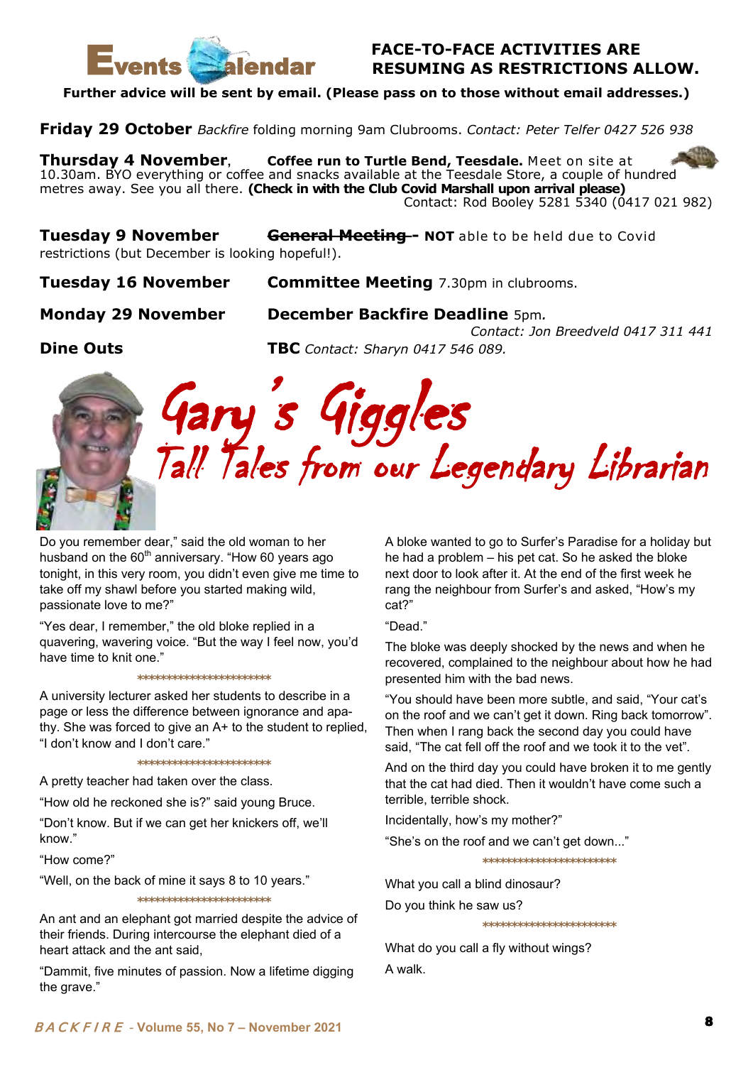# Events Calendar

**FACE-TO-FACE ACTIVITIES ARE RESUMING AS RESTRICTIONS ALLOW.**

**Further advice will be sent by email. (Please pass on to those without email addresses.)**

**Friday 29 October** *Backfire* folding morning 9am Clubrooms. *Contact: Peter Telfer 0427 526 938*

**Thursday 4 November**, **Coffee run to Turtle Bend, Teesdale.** Meet on site at 10.30am. BYO everything or coffee and snacks available at the Teesdale Store, a couple of hundred metres away. See you all there. **(Check in with the Club Covid Marshall upon arrival please)**
Contact: Rod Booley 5281 5340 (0417 021 982)

**Tuesday 9 November** ~~**General Meeting**~~ **- NOT** able to be held due to Covid restrictions (but December is looking hopeful!).

**Tuesday 16 November** **Committee Meeting** 7.30pm in clubrooms.

**Monday 29 November** **December Backfire Deadline** 5pm.
*Contact: Jon Breedveld 0417 311 441*

**Dine Outs** **TBC** *Contact: Sharyn 0417 546 089.*

## Gary's Giggles
### Tall Tales from our Legendary Librarian

Do you remember dear," said the old woman to her husband on the 60th anniversary. "How 60 years ago tonight, in this very room, you didn't even give me time to take off my shawl before you started making wild, passionate love to me?"

"Yes dear, I remember," the old bloke replied in a quavering, wavering voice. "But the way I feel now, you'd have time to knit one."

************************

A university lecturer asked her students to describe in a page or less the difference between ignorance and apathy. She was forced to give an A+ to the student to replied, "I don't know and I don't care."

************************

A pretty teacher had taken over the class.

"How old he reckoned she is?" said young Bruce.

"Don't know. But if we can get her knickers off, we'll know."

"How come?"

"Well, on the back of mine it says 8 to 10 years."

************************

An ant and an elephant got married despite the advice of their friends. During intercourse the elephant died of a heart attack and the ant said,

"Dammit, five minutes of passion. Now a lifetime digging the grave."

A bloke wanted to go to Surfer's Paradise for a holiday but he had a problem – his pet cat. So he asked the bloke next door to look after it. At the end of the first week he rang the neighbour from Surfer's and asked, "How's my cat?"

"Dead."

The bloke was deeply shocked by the news and when he recovered, complained to the neighbour about how he had presented him with the bad news.

"You should have been more subtle, and said, "Your cat's on the roof and we can't get it down. Ring back tomorrow". Then when I rang back the second day you could have said, "The cat fell off the roof and we took it to the vet".

And on the third day you could have broken it to me gently that the cat had died. Then it wouldn't have come such a terrible, terrible shock.

Incidentally, how's my mother?"

"She's on the roof and we can't get down..."

************************

What you call a blind dinosaur?

Do you think he saw us?

************************

What do you call a fly without wings?

A walk.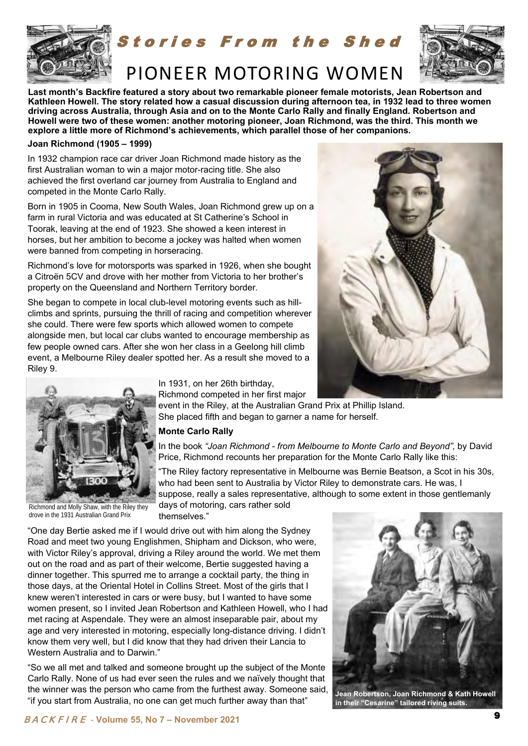# Stories From the Shed

## PIONEER MOTORING WOMEN

**Last month's Backfire featured a story about two remarkable pioneer female motorists, Jean Robertson and Kathleen Howell. The story related how a casual discussion during afternoon tea, in 1932 lead to three women driving across Australia, through Asia and on to the Monte Carlo Rally and finally England. Robertson and Howell were two of these women: another motoring pioneer, Joan Richmond, was the third. This month we explore a little more of Richmond's achievements, which parallel those of her companions.**

**Joan Richmond (1905 – 1999)**

In 1932 champion race car driver Joan Richmond made history as the first Australian woman to win a major motor-racing title. She also achieved the first overland car journey from Australia to England and competed in the Monte Carlo Rally.

Born in 1905 in Cooma, New South Wales, Joan Richmond grew up on a farm in rural Victoria and was educated at St Catherine's School in Toorak, leaving at the end of 1923. She showed a keen interest in horses, but her ambition to become a jockey was halted when women were banned from competing in horseracing.

Richmond's love for motorsports was sparked in 1926, when she bought a Citroën 5CV and drove with her mother from Victoria to her brother's property on the Queensland and Northern Territory border.

She began to compete in local club-level motoring events such as hill-climbs and sprints, pursuing the thrill of racing and competition wherever she could. There were few sports which allowed women to compete alongside men, but local car clubs wanted to encourage membership as few people owned cars. After she won her class in a Geelong hill climb event, a Melbourne Riley dealer spotted her. As a result she moved to a Riley 9.

In 1931, on her 26th birthday, Richmond competed in her first major event in the Riley, at the Australian Grand Prix at Phillip Island. She placed fifth and began to garner a name for herself.

Richmond and Molly Shaw, with the Riley they drove in the 1931 Australian Grand Prix

**Monte Carlo Rally**

In the book *"Joan Richmond - from Melbourne to Monte Carlo and Beyond",* by David Price, Richmond recounts her preparation for the Monte Carlo Rally like this:

"The Riley factory representative in Melbourne was Bernie Beatson, a Scot in his 30s, who had been sent to Australia by Victor Riley to demonstrate cars. He was, I suppose, really a sales representative, although to some extent in those gentlemanly days of motoring, cars rather sold themselves."

"One day Bertie asked me if I would drive out with him along the Sydney Road and meet two young Englishmen, Shipham and Dickson, who were, with Victor Riley's approval, driving a Riley around the world. We met them out on the road and as part of their welcome, Bertie suggested having a dinner together. This spurred me to arrange a cocktail party, the thing in those days, at the Oriental Hotel in Collins Street. Most of the girls that I knew weren't interested in cars or were busy, but I wanted to have some women present, so I invited Jean Robertson and Kathleen Howell, who I had met racing at Aspendale. They were an almost inseparable pair, about my age and very interested in motoring, especially long-distance driving. I didn't know them very well, but I did know that they had driven their Lancia to Western Australia and to Darwin."

"So we all met and talked and someone brought up the subject of the Monte Carlo Rally. None of us had ever seen the rules and we naïvely thought that the winner was the person who came from the furthest away. Someone said, "if you start from Australia, no one can get much further away than that"

**Jean Robertson, Joan Richmond & Kath Howell in their "Cesarine" tailored riving suits.**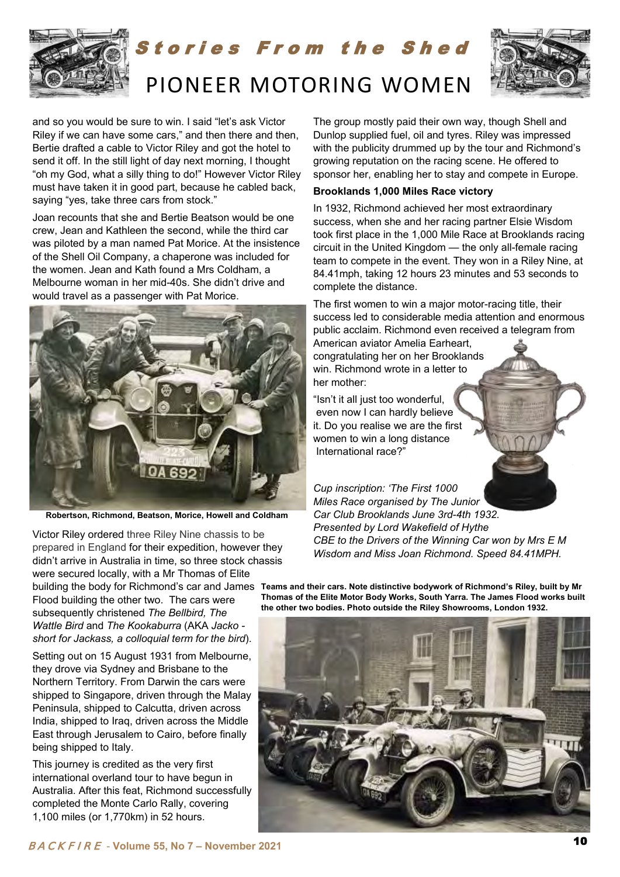# Stories From the Shed

## PIONEER MOTORING WOMEN

and so you would be sure to win. I said "let's ask Victor Riley if we can have some cars," and then there and then, Bertie drafted a cable to Victor Riley and got the hotel to send it off. In the still light of day next morning, I thought "oh my God, what a silly thing to do!" However Victor Riley must have taken it in good part, because he cabled back, saying "yes, take three cars from stock."

Joan recounts that she and Bertie Beatson would be one crew, Jean and Kathleen the second, while the third car was piloted by a man named Pat Morice. At the insistence of the Shell Oil Company, a chaperone was included for the women. Jean and Kath found a Mrs Coldham, a Melbourne woman in her mid-40s. She didn't drive and would travel as a passenger with Pat Morice.

**Robertson, Richmond, Beatson, Morice, Howell and Coldham**

Victor Riley ordered three Riley Nine chassis to be prepared in England for their expedition, however they didn't arrive in Australia in time, so three stock chassis were secured locally, with a Mr Thomas of Elite building the body for Richmond's car and James Flood building the other two. The cars were subsequently christened *The Bellbird, The Wattle Bird* and *The Kookaburra* (AKA *Jacko - short for Jackass, a colloquial term for the bird*).

Setting out on 15 August 1931 from Melbourne, they drove via Sydney and Brisbane to the Northern Territory. From Darwin the cars were shipped to Singapore, driven through the Malay Peninsula, shipped to Calcutta, driven across India, shipped to Iraq, driven across the Middle East through Jerusalem to Cairo, before finally being shipped to Italy.

This journey is credited as the very first international overland tour to have begun in Australia. After this feat, Richmond successfully completed the Monte Carlo Rally, covering 1,100 miles (or 1,770km) in 52 hours.

The group mostly paid their own way, though Shell and Dunlop supplied fuel, oil and tyres. Riley was impressed with the publicity drummed up by the tour and Richmond's growing reputation on the racing scene. He offered to sponsor her, enabling her to stay and compete in Europe.

### Brooklands 1,000 Miles Race victory

In 1932, Richmond achieved her most extraordinary success, when she and her racing partner Elsie Wisdom took first place in the 1,000 Mile Race at Brooklands racing circuit in the United Kingdom — the only all-female racing team to compete in the event. They won in a Riley Nine, at 84.41mph, taking 12 hours 23 minutes and 53 seconds to complete the distance.

The first women to win a major motor-racing title, their success led to considerable media attention and enormous public acclaim. Richmond even received a telegram from American aviator Amelia Earheart, congratulating her on her Brooklands win. Richmond wrote in a letter to her mother:

"Isn't it all just too wonderful, even now I can hardly believe it. Do you realise we are the first women to win a long distance International race?"

*Cup inscription: 'The First 1000 Miles Race organised by The Junior Car Club Brooklands June 3rd-4th 1932. Presented by Lord Wakefield of Hythe CBE to the Drivers of the Winning Car won by Mrs E M Wisdom and Miss Joan Richmond. Speed 84.41MPH.*

**Teams and their cars. Note distinctive bodywork of Richmond's Riley, built by Mr Thomas of the Elite Motor Body Works, South Yarra. The James Flood works built the other two bodies. Photo outside the Riley Showrooms, London 1932.**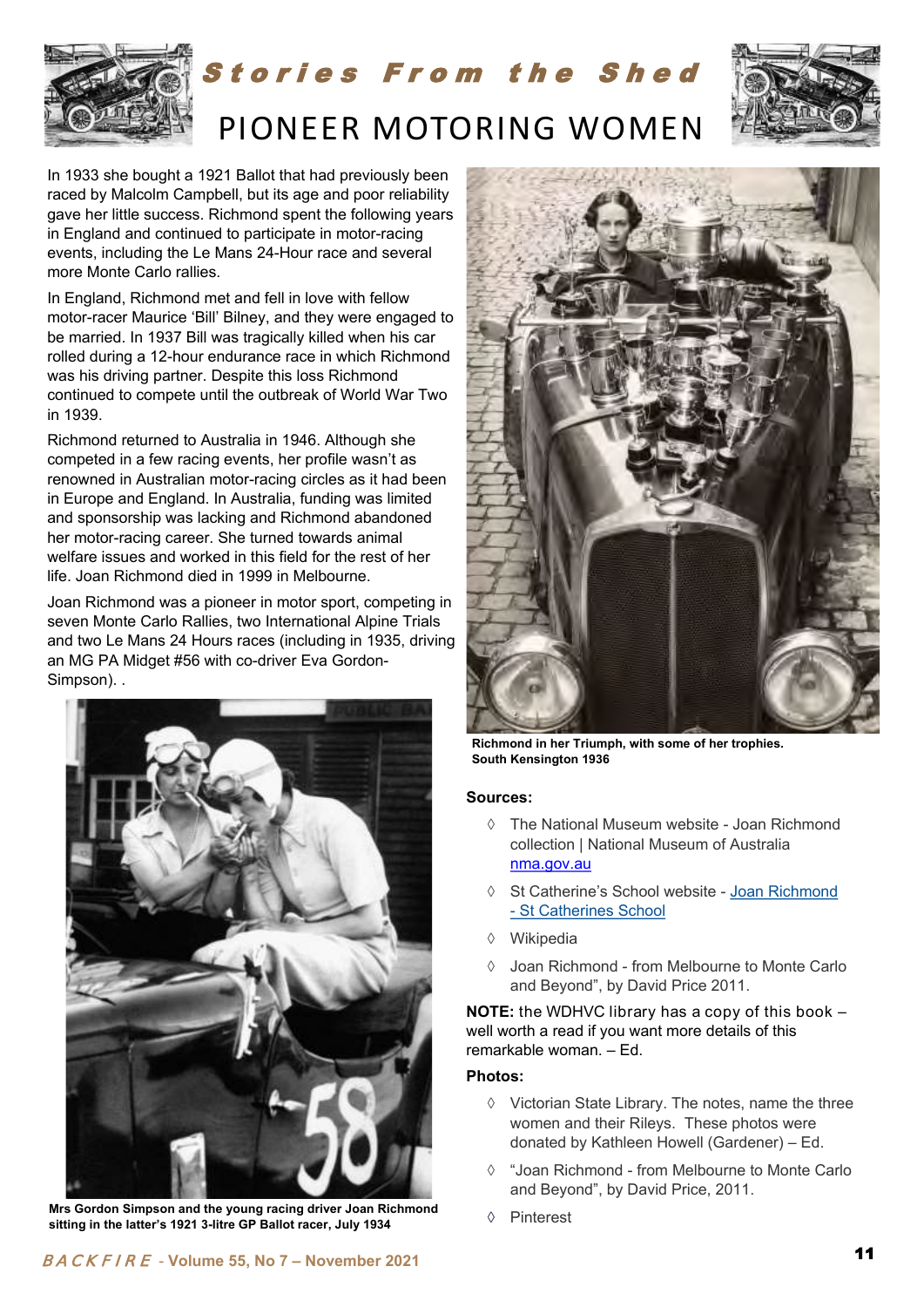# Stories From the Shed

## PIONEER MOTORING WOMEN

In 1933 she bought a 1921 Ballot that had previously been raced by Malcolm Campbell, but its age and poor reliability gave her little success. Richmond spent the following years in England and continued to participate in motor-racing events, including the Le Mans 24-Hour race and several more Monte Carlo rallies.

In England, Richmond met and fell in love with fellow motor-racer Maurice 'Bill' Bilney, and they were engaged to be married. In 1937 Bill was tragically killed when his car rolled during a 12-hour endurance race in which Richmond was his driving partner. Despite this loss Richmond continued to compete until the outbreak of World War Two in 1939.

Richmond returned to Australia in 1946. Although she competed in a few racing events, her profile wasn't as renowned in Australian motor-racing circles as it had been in Europe and England. In Australia, funding was limited and sponsorship was lacking and Richmond abandoned her motor-racing career. She turned towards animal welfare issues and worked in this field for the rest of her life. Joan Richmond died in 1999 in Melbourne.

Joan Richmond was a pioneer in motor sport, competing in seven Monte Carlo Rallies, two International Alpine Trials and two Le Mans 24 Hours races (including in 1935, driving an MG PA Midget #56 with co-driver Eva Gordon-Simpson). .

**Mrs Gordon Simpson and the young racing driver Joan Richmond sitting in the latter's 1921 3-litre GP Ballot racer, July 1934**

**Richmond in her Triumph, with some of her trophies. South Kensington 1936**

**Sources:**

- The National Museum website - Joan Richmond collection | National Museum of Australia nma.gov.au
- St Catherine's School website - Joan Richmond - St Catherines School
- Wikipedia
- Joan Richmond - from Melbourne to Monte Carlo and Beyond", by David Price 2011.

**NOTE:** the WDHVC library has a copy of this book – well worth a read if you want more details of this remarkable woman. – Ed.

**Photos:**

- Victorian State Library. The notes, name the three women and their Rileys. These photos were donated by Kathleen Howell (Gardener) – Ed.
- "Joan Richmond - from Melbourne to Monte Carlo and Beyond", by David Price, 2011.
- Pinterest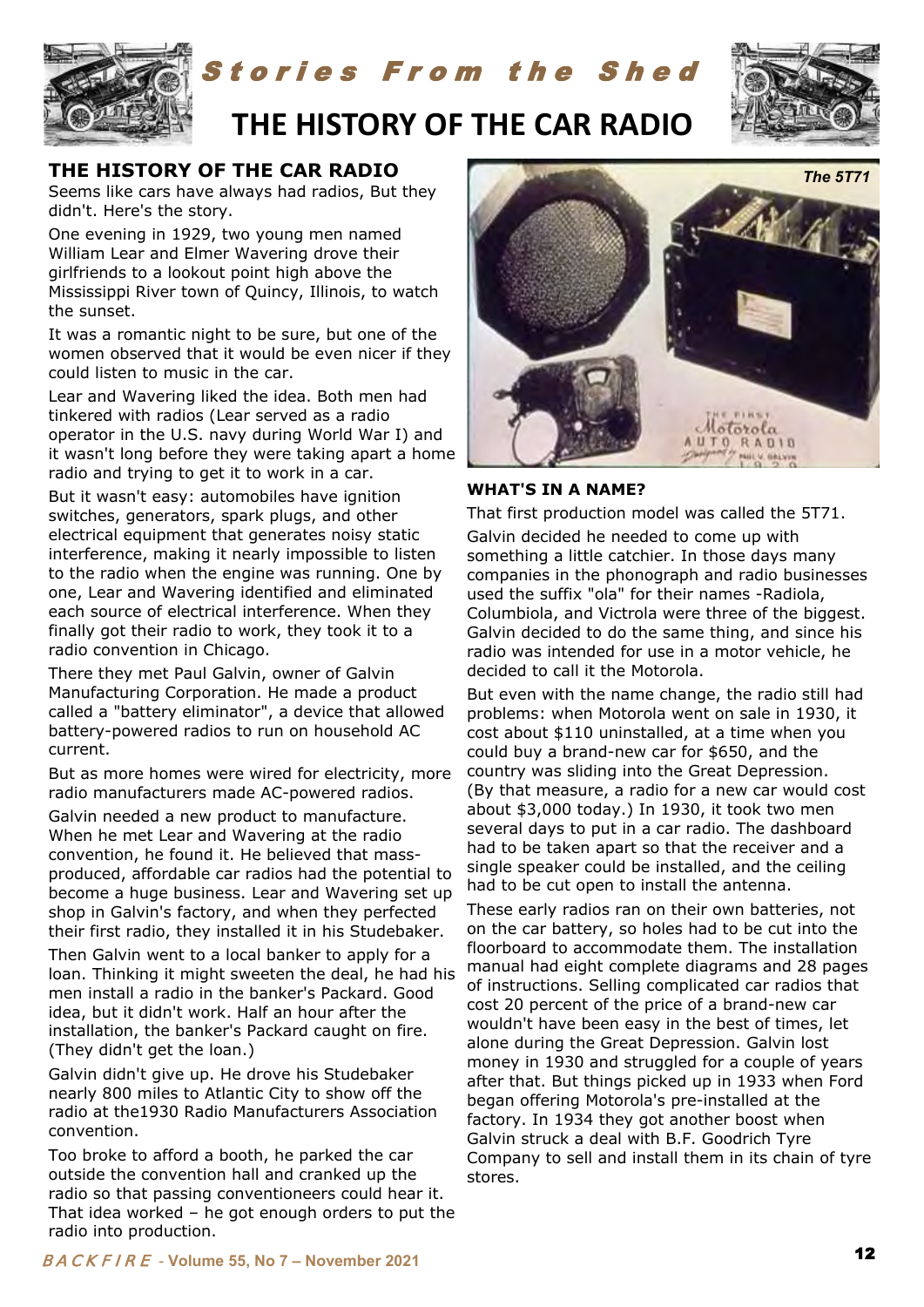*Stories From the Shed*

# THE HISTORY OF THE CAR RADIO

## THE HISTORY OF THE CAR RADIO

Seems like cars have always had radios, But they didn't. Here's the story.

One evening in 1929, two young men named William Lear and Elmer Wavering drove their girlfriends to a lookout point high above the Mississippi River town of Quincy, Illinois, to watch the sunset.

It was a romantic night to be sure, but one of the women observed that it would be even nicer if they could listen to music in the car.

Lear and Wavering liked the idea. Both men had tinkered with radios (Lear served as a radio operator in the U.S. navy during World War I) and it wasn't long before they were taking apart a home radio and trying to get it to work in a car.

But it wasn't easy: automobiles have ignition switches, generators, spark plugs, and other electrical equipment that generates noisy static interference, making it nearly impossible to listen to the radio when the engine was running. One by one, Lear and Wavering identified and eliminated each source of electrical interference. When they finally got their radio to work, they took it to a radio convention in Chicago.

There they met Paul Galvin, owner of Galvin Manufacturing Corporation. He made a product called a "battery eliminator", a device that allowed battery-powered radios to run on household AC current.

But as more homes were wired for electricity, more radio manufacturers made AC-powered radios.

Galvin needed a new product to manufacture. When he met Lear and Wavering at the radio convention, he found it. He believed that mass-produced, affordable car radios had the potential to become a huge business. Lear and Wavering set up shop in Galvin's factory, and when they perfected their first radio, they installed it in his Studebaker.

Then Galvin went to a local banker to apply for a loan. Thinking it might sweeten the deal, he had his men install a radio in the banker's Packard. Good idea, but it didn't work. Half an hour after the installation, the banker's Packard caught on fire. (They didn't get the loan.)

Galvin didn't give up. He drove his Studebaker nearly 800 miles to Atlantic City to show off the radio at the1930 Radio Manufacturers Association convention.

Too broke to afford a booth, he parked the car outside the convention hall and cranked up the radio so that passing conventioneers could hear it. That idea worked – he got enough orders to put the radio into production.

*The 5T71*

### WHAT'S IN A NAME?

That first production model was called the 5T71.

Galvin decided he needed to come up with something a little catchier. In those days many companies in the phonograph and radio businesses used the suffix "ola" for their names -Radiola, Columbiola, and Victrola were three of the biggest. Galvin decided to do the same thing, and since his radio was intended for use in a motor vehicle, he decided to call it the Motorola.

But even with the name change, the radio still had problems: when Motorola went on sale in 1930, it cost about $110 uninstalled, at a time when you could buy a brand-new car for $650, and the country was sliding into the Great Depression. (By that measure, a radio for a new car would cost about $3,000 today.) In 1930, it took two men several days to put in a car radio. The dashboard had to be taken apart so that the receiver and a single speaker could be installed, and the ceiling had to be cut open to install the antenna.

These early radios ran on their own batteries, not on the car battery, so holes had to be cut into the floorboard to accommodate them. The installation manual had eight complete diagrams and 28 pages of instructions. Selling complicated car radios that cost 20 percent of the price of a brand-new car wouldn't have been easy in the best of times, let alone during the Great Depression. Galvin lost money in 1930 and struggled for a couple of years after that. But things picked up in 1933 when Ford began offering Motorola's pre-installed at the factory. In 1934 they got another boost when Galvin struck a deal with B.F. Goodrich Tyre Company to sell and install them in its chain of tyre stores.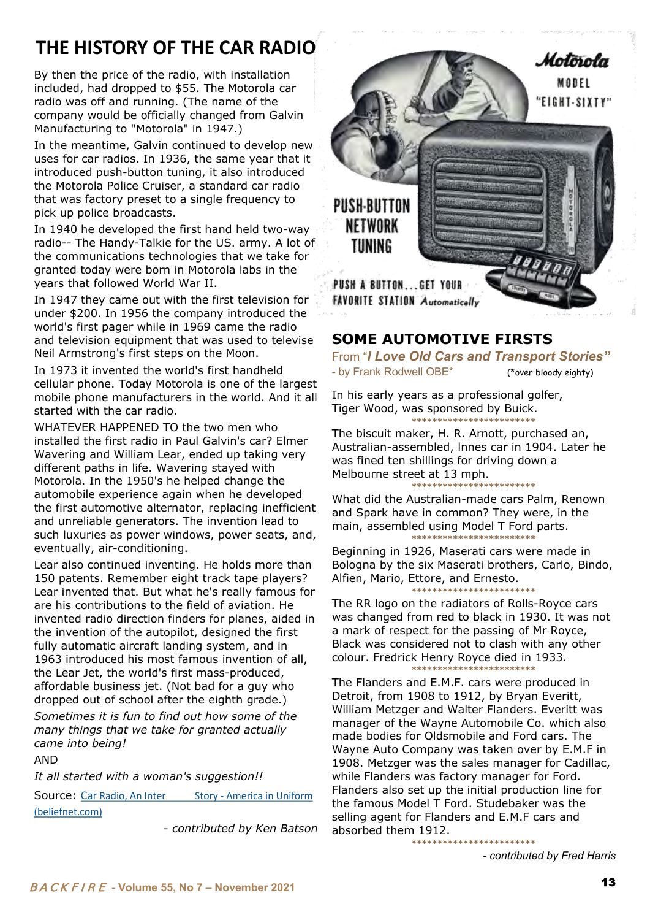# THE HISTORY OF THE CAR RADIO

By then the price of the radio, with installation included, had dropped to $55. The Motorola car radio was off and running. (The name of the company would be officially changed from Galvin Manufacturing to "Motorola" in 1947.)

In the meantime, Galvin continued to develop new uses for car radios. In 1936, the same year that it introduced push-button tuning, it also introduced the Motorola Police Cruiser, a standard car radio that was factory preset to a single frequency to pick up police broadcasts.

In 1940 he developed the first hand held two-way radio-- The Handy-Talkie for the US. army. A lot of the communications technologies that we take for granted today were born in Motorola labs in the years that followed World War II.

In 1947 they came out with the first television for under $200. In 1956 the company introduced the world's first pager while in 1969 came the radio and television equipment that was used to televise Neil Armstrong's first steps on the Moon.

In 1973 it invented the world's first handheld cellular phone. Today Motorola is one of the largest mobile phone manufacturers in the world. And it all started with the car radio.

WHATEVER HAPPENED TO the two men who installed the first radio in Paul Galvin's car? Elmer Wavering and William Lear, ended up taking very different paths in life. Wavering stayed with Motorola. In the 1950's he helped change the automobile experience again when he developed the first automotive alternator, replacing inefficient and unreliable generators. The invention lead to such luxuries as power windows, power seats, and, eventually, air-conditioning.

Lear also continued inventing. He holds more than 150 patents. Remember eight track tape players? Lear invented that. But what he's really famous for are his contributions to the field of aviation. He invented radio direction finders for planes, aided in the invention of the autopilot, designed the first fully automatic aircraft landing system, and in 1963 introduced his most famous invention of all, the Lear Jet, the world's first mass-produced, affordable business jet. (Not bad for a guy who dropped out of school after the eighth grade.)

*Sometimes it is fun to find out how some of the many things that we take for granted actually came into being!*

AND

*It all started with a woman's suggestion!!*

Source: Car Radio, An Inter Story - America in Uniform (beliefnet.com)

*- contributed by Ken Batson*

Motorola
MODEL
"EIGHT-SIXTY"

PUSH-BUTTON NETWORK TUNING

PUSH A BUTTON...GET YOUR FAVORITE STATION *Automatically*

## SOME AUTOMOTIVE FIRSTS

From "***I Love Old Cars and Transport Stories"***
- by Frank Rodwell OBE* (*over bloody eighty)

In his early years as a professional golfer, Tiger Wood, was sponsored by Buick.

*************************

The biscuit maker, H. R. Arnott, purchased an, Australian-assembled, Innes car in 1904. Later he was fined ten shillings for driving down a Melbourne street at 13 mph.

*************************

What did the Australian-made cars Palm, Renown and Spark have in common? They were, in the main, assembled using Model T Ford parts.

*************************

Beginning in 1926, Maserati cars were made in Bologna by the six Maserati brothers, Carlo, Bindo, Alfien, Mario, Ettore, and Ernesto.

*************************

The RR logo on the radiators of Rolls-Royce cars was changed from red to black in 1930. It was not a mark of respect for the passing of Mr Royce, Black was considered not to clash with any other colour. Fredrick Henry Royce died in 1933.

*************************

The Flanders and E.M.F. cars were produced in Detroit, from 1908 to 1912, by Bryan Everitt, William Metzger and Walter Flanders. Everitt was manager of the Wayne Automobile Co. which also made bodies for Oldsmobile and Ford cars. The Wayne Auto Company was taken over by E.M.F in 1908. Metzger was the sales manager for Cadillac, while Flanders was factory manager for Ford. Flanders also set up the initial production line for the famous Model T Ford. Studebaker was the selling agent for Flanders and E.M.F cars and absorbed them 1912.

*************************

*- contributed by Fred Harris*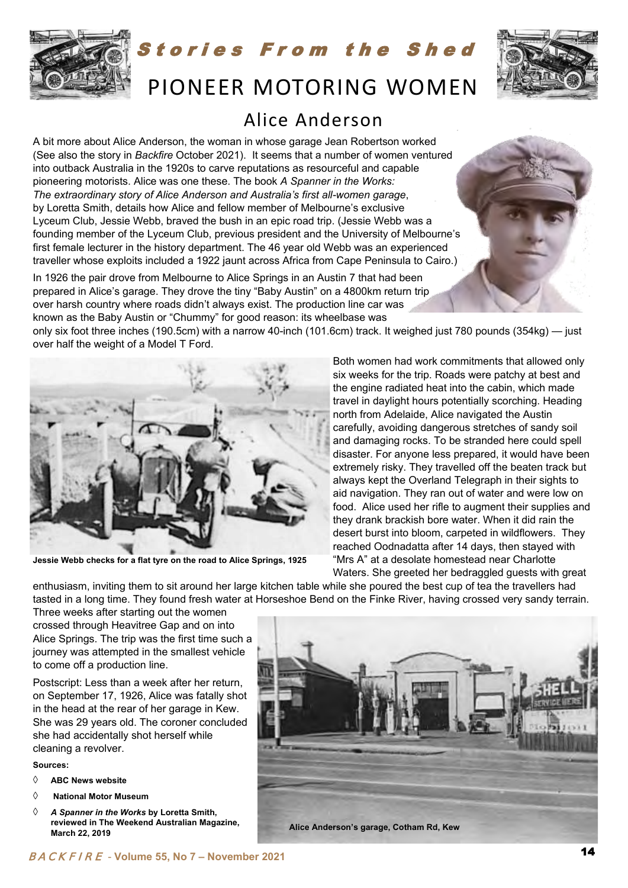# Stories From the Shed

## PIONEER MOTORING WOMEN

### Alice Anderson

A bit more about Alice Anderson, the woman in whose garage Jean Robertson worked (See also the story in *Backfire* October 2021). It seems that a number of women ventured into outback Australia in the 1920s to carve reputations as resourceful and capable pioneering motorists. Alice was one these. The book *A Spanner in the Works: The extraordinary story of Alice Anderson and Australia's first all-women garage*, by Loretta Smith, details how Alice and fellow member of Melbourne's exclusive Lyceum Club, Jessie Webb, braved the bush in an epic road trip. (Jessie Webb was a founding member of the Lyceum Club, previous president and the University of Melbourne's first female lecturer in the history department. The 46 year old Webb was an experienced traveller whose exploits included a 1922 jaunt across Africa from Cape Peninsula to Cairo.)

In 1926 the pair drove from Melbourne to Alice Springs in an Austin 7 that had been prepared in Alice's garage. They drove the tiny "Baby Austin" on a 4800km return trip over harsh country where roads didn't always exist. The production line car was known as the Baby Austin or "Chummy" for good reason: its wheelbase was only six foot three inches (190.5cm) with a narrow 40-inch (101.6cm) track. It weighed just 780 pounds (354kg) — just over half the weight of a Model T Ford.

Jessie Webb checks for a flat tyre on the road to Alice Springs, 1925

Both women had work commitments that allowed only six weeks for the trip. Roads were patchy at best and the engine radiated heat into the cabin, which made travel in daylight hours potentially scorching. Heading north from Adelaide, Alice navigated the Austin carefully, avoiding dangerous stretches of sandy soil and damaging rocks. To be stranded here could spell disaster. For anyone less prepared, it would have been extremely risky. They travelled off the beaten track but always kept the Overland Telegraph in their sights to aid navigation. They ran out of water and were low on food. Alice used her rifle to augment their supplies and they drank brackish bore water. When it did rain the desert burst into bloom, carpeted in wildflowers. They reached Oodnadatta after 14 days, then stayed with "Mrs A" at a desolate homestead near Charlotte Waters. She greeted her bedraggled guests with great enthusiasm, inviting them to sit around her large kitchen table while she poured the best cup of tea the travellers had tasted in a long time. They found fresh water at Horseshoe Bend on the Finke River, having crossed very sandy terrain.

Three weeks after starting out the women crossed through Heavitree Gap and on into Alice Springs. The trip was the first time such a journey was attempted in the smallest vehicle to come off a production line.

Postscript: Less than a week after her return, on September 17, 1926, Alice was fatally shot in the head at the rear of her garage in Kew. She was 29 years old. The coroner concluded she had accidentally shot herself while cleaning a revolver.

Alice Anderson's garage, Cotham Rd, Kew

**Sources:**

- **ABC News website**
- **National Motor Museum**
- ***A Spanner in the Works* by Loretta Smith, reviewed in The Weekend Australian Magazine, March 22, 2019**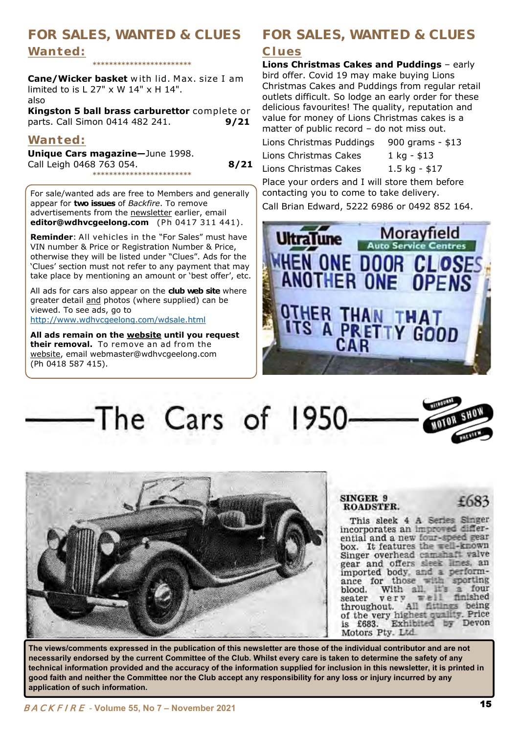# FOR SALES, WANTED & CLUES

## Wanted:

*************************

**Cane/Wicker basket** with lid. Max. size I am limited to is L 27" x W 14" x H 14".
also
**Kingston 5 ball brass carburettor** complete or parts. Call Simon 0414 482 241. **9/21**

## Wanted:

**Unique Cars magazine—**June 1998.
Call Leigh 0468 763 054. **8/21**

*************************

For sale/wanted ads are free to Members and generally appear for **two issues** of *Backfire*. To remove advertisements from the newsletter earlier, email **editor@wdhvcgeelong.com** (Ph 0417 311 441).

**Reminder**: All vehicles in the "For Sales" must have VIN number & Price or Registration Number & Price, otherwise they will be listed under "Clues". Ads for the 'Clues' section must not refer to any payment that may take place by mentioning an amount or 'best offer', etc.

All ads for cars also appear on the **club web site** where greater detail and photos (where supplied) can be viewed. To see ads, go to
http://www.wdhvcgeelong.com/wdsale.html

**All ads remain on the website until you request their removal.** To remove an ad from the website, email webmaster@wdhvcgeelong.com (Ph 0418 587 415).

# FOR SALES, WANTED & CLUES

## Clues

**Lions Christmas Cakes and Puddings** – early bird offer. Covid 19 may make buying Lions Christmas Cakes and Puddings from regular retail outlets difficult. So lodge an early order for these delicious favourites! The quality, reputation and value for money of Lions Christmas cakes is a matter of public record – do not miss out.

| | |
|---|---|
| Lions Christmas Puddings | 900 grams - $13 |
| Lions Christmas Cakes | 1 kg - $13 |
| Lions Christmas Cakes | 1.5 kg - $17 |

Place your orders and I will store them before contacting you to come to take delivery.

Call Brian Edward, 5222 6986 or 0492 852 164.

UltraTune Morayfield Auto Service Centres
WHEN ONE DOOR CLOSES ANOTHER ONE OPENS
OTHER THAN THAT ITS A PRETTY GOOD CAR

## The Cars of 1950

Melbourne Motor Show Preview

**SINGER 9 ROADSTER.** £683

This sleek 4 A Series Singer incorporates an improved differential and a new four-speed gear box. It features the well-known Singer overhead camshaft valve gear and offers sleek lines, an imported body, and a performance for those with sporting blood. With all, it's a four seater very well finished throughout. All fittings being of the very highest quality. Price is £683. Exhibited by Devon Motors Pty. Ltd.

**The views/comments expressed in the publication of this newsletter are those of the individual contributor and are not necessarily endorsed by the current Committee of the Club. Whilst every care is taken to determine the safety of any technical information provided and the accuracy of the information supplied for inclusion in this newsletter, it is printed in good faith and neither the Committee nor the Club accept any responsibility for any loss or injury incurred by any application of such information.**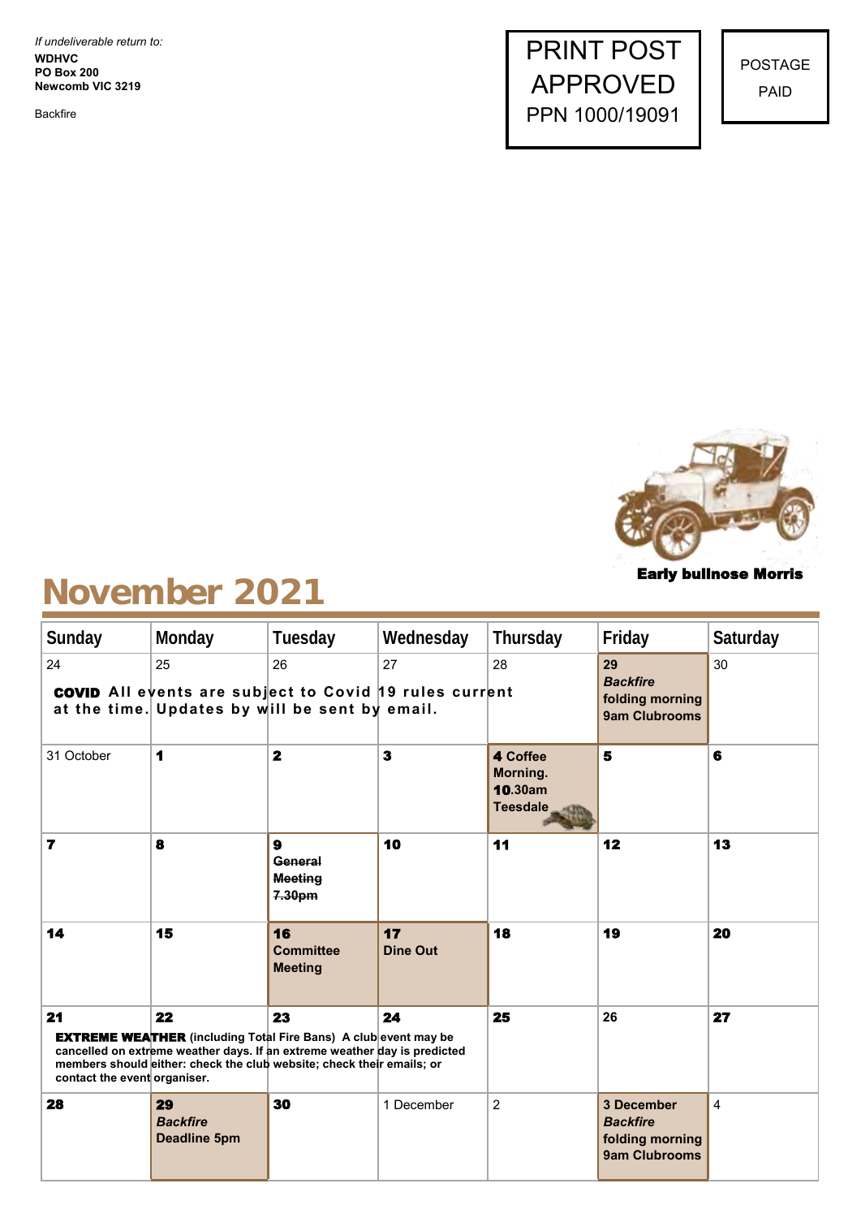*If undeliverable return to:*
**WDHVC**
**PO Box 200**
**Newcomb VIC 3219**

Backfire

PRINT POST APPROVED
PPN 1000/19091

POSTAGE PAID

**Early bullnose Morris**

# November 2021

| Sunday | Monday | Tuesday | Wednesday | Thursday | Friday | Saturday |
|---|---|---|---|---|---|---|
| 24 | 25 | 26 | 27 | 28 | **29** ***Backfire*** **folding morning 9am Clubrooms** | 30 |
| 31 October | **1** | **2** | **3** | **4 Coffee Morning. 10.30am Teesdale** | **5** | **6** |
| **7** | **8** | **9** ~~General Meeting 7.30pm~~ | **10** | **11** | **12** | **13** |
| **14** | **15** | **16 Committee Meeting** | **17 Dine Out** | **18** | **19** | **20** |
| **21** | **22** | **23** | **24** | **25** | 26 | **27** |
| **28** | **29** ***Backfire*** **Deadline 5pm** | **30** | 1 December | 2 | **3 December** ***Backfire*** **folding morning 9am Clubrooms** | 4 |

**COVID** All events are subject to Covid 19 rules current at the time. Updates by will be sent by email.

**EXTREME WEATHER (including Total Fire Bans) A club event may be cancelled on extreme weather days. If an extreme weather day is predicted members should either: check the club website; check their emails; or contact the event organiser.**